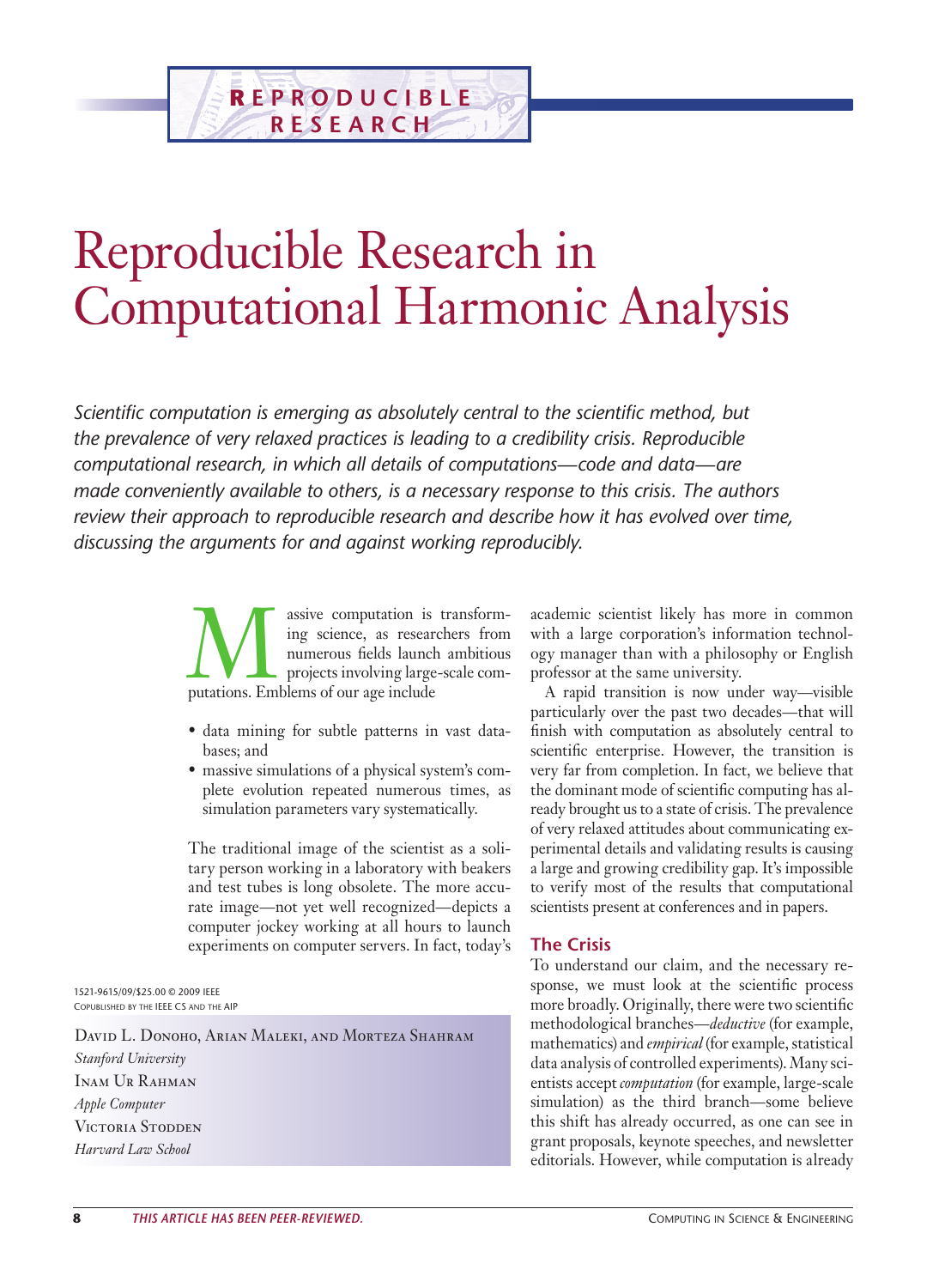# Reproducible Research in Computational Harmonic Analysis

*Scientific computation is emerging as absolutely central to the scientific method, but the prevalence of very relaxed practices is leading to a credibility crisis. Reproducible computational research, in which all details of computations—code and data—are made conveniently available to others, is a necessary response to this crisis. The authors review their approach to reproducible research and describe how it has evolved over time, discussing the arguments for and against working reproducibly.*

David L. Donoho, Arian Maleki, and Morteza Shahram
*Stanford University*

Inam Ur Rahman
*Apple Computer*

Victoria Stodden
*Harvard Law School*

Massive computation is transforming science, as researchers from numerous fields launch ambitious projects involving large-scale computations. Emblems of our age include

- data mining for subtle patterns in vast databases; and
- massive simulations of a physical system's complete evolution repeated numerous times, as simulation parameters vary systematically.

The traditional image of the scientist as a solitary person working in a laboratory with beakers and test tubes is long obsolete. The more accurate image—not yet well recognized—depicts a computer jockey working at all hours to launch experiments on computer servers. In fact, today's academic scientist likely has more in common with a large corporation's information technology manager than with a philosophy or English professor at the same university.

A rapid transition is now under way—visible particularly over the past two decades—that will finish with computation as absolutely central to scientific enterprise. However, the transition is very far from completion. In fact, we believe that the dominant mode of scientific computing has already brought us to a state of crisis. The prevalence of very relaxed attitudes about communicating experimental details and validating results is causing a large and growing credibility gap. It's impossible to verify most of the results that computational scientists present at conferences and in papers.

## The Crisis

To understand our claim, and the necessary response, we must look at the scientific process more broadly. Originally, there were two scientific methodological branches—*deductive* (for example, mathematics) and *empirical* (for example, statistical data analysis of controlled experiments). Many scientists accept *computation* (for example, large-scale simulation) as the third branch—some believe this shift has already occurred, as one can see in grant proposals, keynote speeches, and newsletter editorials. However, while computation is already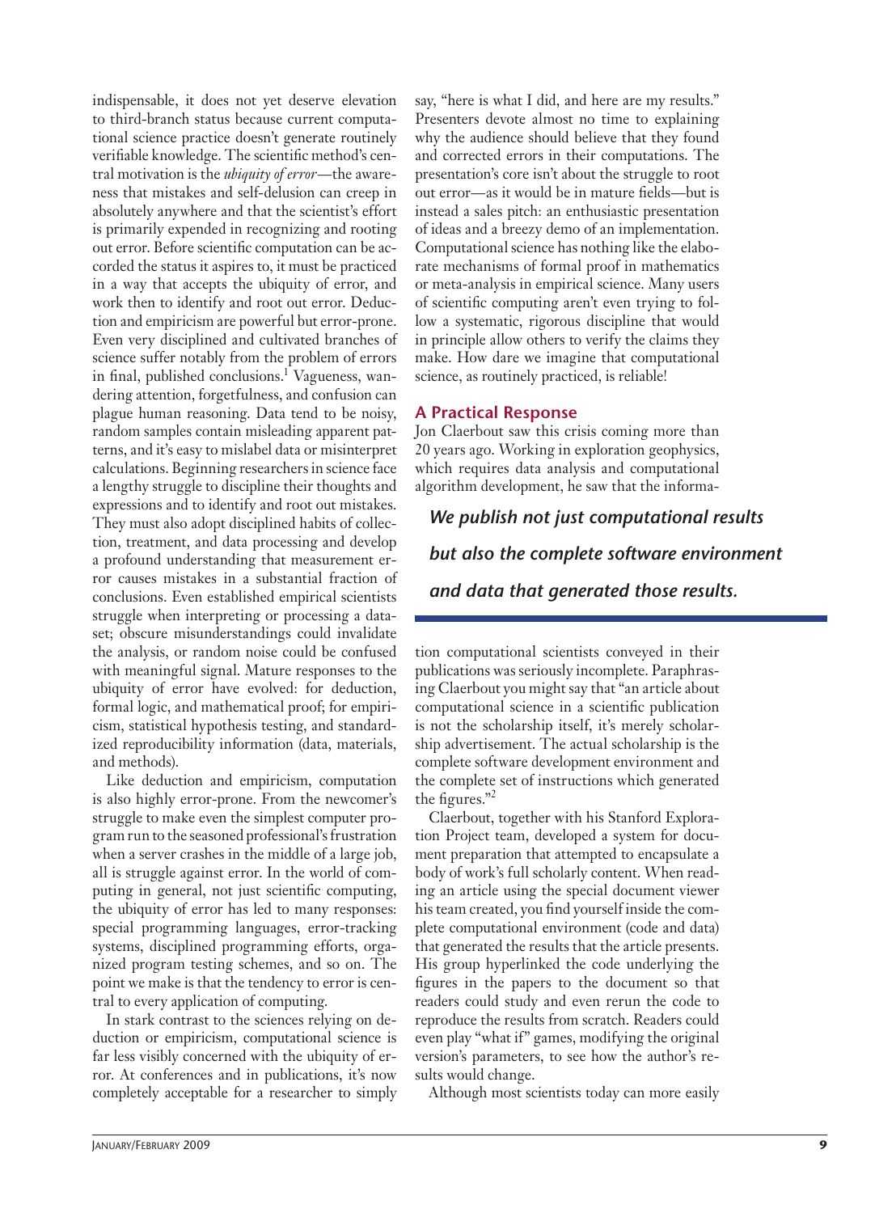indispensable, it does not yet deserve elevation to third-branch status because current computational science practice doesn't generate routinely verifiable knowledge. The scientific method's central motivation is the *ubiquity of error*—the awareness that mistakes and self-delusion can creep in absolutely anywhere and that the scientist's effort is primarily expended in recognizing and rooting out error. Before scientific computation can be accorded the status it aspires to, it must be practiced in a way that accepts the ubiquity of error, and work then to identify and root out error. Deduction and empiricism are powerful but error-prone. Even very disciplined and cultivated branches of science suffer notably from the problem of errors in final, published conclusions.[1] Vagueness, wandering attention, forgetfulness, and confusion can plague human reasoning. Data tend to be noisy, random samples contain misleading apparent patterns, and it's easy to mislabel data or misinterpret calculations. Beginning researchers in science face a lengthy struggle to discipline their thoughts and expressions and to identify and root out mistakes. They must also adopt disciplined habits of collection, treatment, and data processing and develop a profound understanding that measurement error causes mistakes in a substantial fraction of conclusions. Even established empirical scientists struggle when interpreting or processing a dataset; obscure misunderstandings could invalidate the analysis, or random noise could be confused with meaningful signal. Mature responses to the ubiquity of error have evolved: for deduction, formal logic, and mathematical proof; for empiricism, statistical hypothesis testing, and standardized reproducibility information (data, materials, and methods).

Like deduction and empiricism, computation is also highly error-prone. From the newcomer's struggle to make even the simplest computer program run to the seasoned professional's frustration when a server crashes in the middle of a large job, all is struggle against error. In the world of computing in general, not just scientific computing, the ubiquity of error has led to many responses: special programming languages, error-tracking systems, disciplined programming efforts, organized program testing schemes, and so on. The point we make is that the tendency to error is central to every application of computing.

In stark contrast to the sciences relying on deduction or empiricism, computational science is far less visibly concerned with the ubiquity of error. At conferences and in publications, it's now completely acceptable for a researcher to simply say, "here is what I did, and here are my results." Presenters devote almost no time to explaining why the audience should believe that they found and corrected errors in their computations. The presentation's core isn't about the struggle to root out error—as it would be in mature fields—but is instead a sales pitch: an enthusiastic presentation of ideas and a breezy demo of an implementation. Computational science has nothing like the elaborate mechanisms of formal proof in mathematics or meta-analysis in empirical science. Many users of scientific computing aren't even trying to follow a systematic, rigorous discipline that would in principle allow others to verify the claims they make. How dare we imagine that computational science, as routinely practiced, is reliable!

## A Practical Response

Jon Claerbout saw this crisis coming more than 20 years ago. Working in exploration geophysics, which requires data analysis and computational algorithm development, he saw that the information computational scientists conveyed in their publications was seriously incomplete. Paraphrasing Claerbout you might say that "an article about computational science in a scientific publication is not the scholarship itself, it's merely scholarship advertisement. The actual scholarship is the complete software development environment and the complete set of instructions which generated the figures."[2]

*We publish not just computational results but also the complete software environment and data that generated those results.*

Claerbout, together with his Stanford Exploration Project team, developed a system for document preparation that attempted to encapsulate a body of work's full scholarly content. When reading an article using the special document viewer his team created, you find yourself inside the complete computational environment (code and data) that generated the results that the article presents. His group hyperlinked the code underlying the figures in the papers to the document so that readers could study and even rerun the code to reproduce the results from scratch. Readers could even play "what if" games, modifying the original version's parameters, to see how the author's results would change.

Although most scientists today can more easily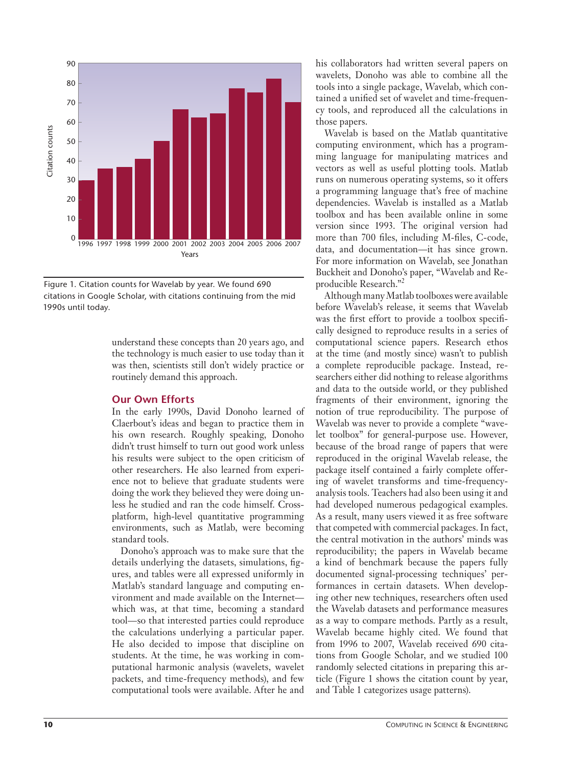90
80
70
60
50
40
30
20
10
0
Citation counts
1996 1997 1998 1999 2000 2001 2002 2003 2004 2005 2006 2007
Years

Figure 1. Citation counts for Wavelab by year. We found 690 citations in Google Scholar, with citations continuing from the mid 1990s until today.

understand these concepts than 20 years ago, and the technology is much easier to use today than it was then, scientists still don't widely practice or routinely demand this approach.

## Our Own Efforts

In the early 1990s, David Donoho learned of Claerbout's ideas and began to practice them in his own research. Roughly speaking, Donoho didn't trust himself to turn out good work unless his results were subject to the open criticism of other researchers. He also learned from experience not to believe that graduate students were doing the work they believed they were doing unless he studied and ran the code himself. Cross-platform, high-level quantitative programming environments, such as Matlab, were becoming standard tools.

Donoho's approach was to make sure that the details underlying the datasets, simulations, figures, and tables were all expressed uniformly in Matlab's standard language and computing environment and made available on the Internet—which was, at that time, becoming a standard tool—so that interested parties could reproduce the calculations underlying a particular paper. He also decided to impose that discipline on students. At the time, he was working in computational harmonic analysis (wavelets, wavelet packets, and time-frequency methods), and few computational tools were available. After he and his collaborators had written several papers on wavelets, Donoho was able to combine all the tools into a single package, Wavelab, which contained a unified set of wavelet and time-frequency tools, and reproduced all the calculations in those papers.

Wavelab is based on the Matlab quantitative computing environment, which has a programming language for manipulating matrices and vectors as well as useful plotting tools. Matlab runs on numerous operating systems, so it offers a programming language that's free of machine dependencies. Wavelab is installed as a Matlab toolbox and has been available online in some version since 1993. The original version had more than 700 files, including M-files, C-code, data, and documentation—it has since grown. For more information on Wavelab, see Jonathan Buckheit and Donoho's paper, "Wavelab and Reproducible Research."[2]

Although many Matlab toolboxes were available before Wavelab's release, it seems that Wavelab was the first effort to provide a toolbox specifically designed to reproduce results in a series of computational science papers. Research ethos at the time (and mostly since) wasn't to publish a complete reproducible package. Instead, researchers either did nothing to release algorithms and data to the outside world, or they published fragments of their environment, ignoring the notion of true reproducibility. The purpose of Wavelab was never to provide a complete "wavelet toolbox" for general-purpose use. However, because of the broad range of papers that were reproduced in the original Wavelab release, the package itself contained a fairly complete offering of wavelet transforms and time-frequency-analysis tools. Teachers had also been using it and had developed numerous pedagogical examples. As a result, many users viewed it as free software that competed with commercial packages. In fact, the central motivation in the authors' minds was reproducibility; the papers in Wavelab became a kind of benchmark because the papers fully documented signal-processing techniques' performances in certain datasets. When developing other new techniques, researchers often used the Wavelab datasets and performance measures as a way to compare methods. Partly as a result, Wavelab became highly cited. We found that from 1996 to 2007, Wavelab received 690 citations from Google Scholar, and we studied 100 randomly selected citations in preparing this article (Figure 1 shows the citation count by year, and Table 1 categorizes usage patterns).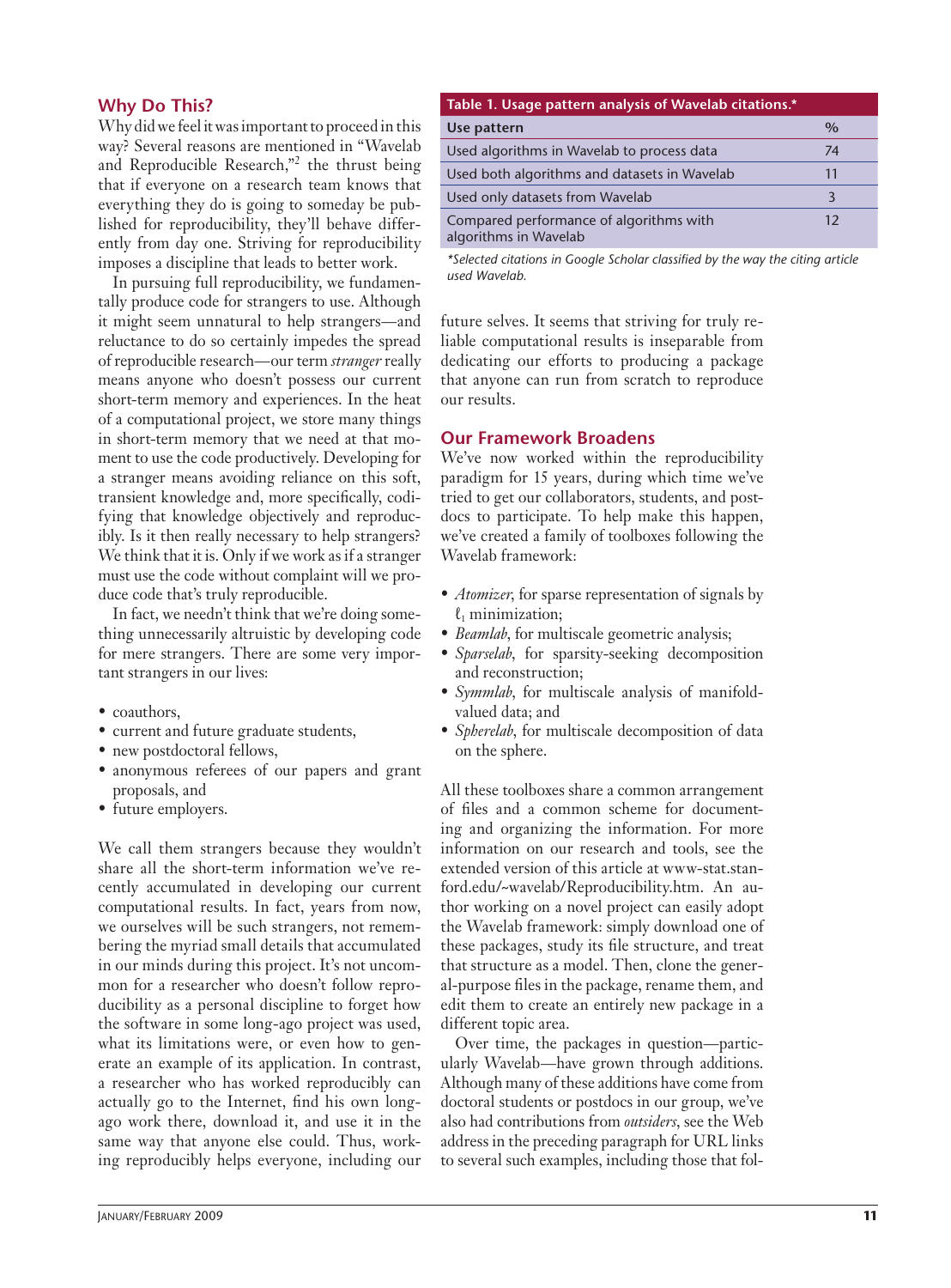## Why Do This?

Why did we feel it was important to proceed in this way? Several reasons are mentioned in "Wavelab and Reproducible Research,"[2] the thrust being that if everyone on a research team knows that everything they do is going to someday be published for reproducibility, they'll behave differently from day one. Striving for reproducibility imposes a discipline that leads to better work.

In pursuing full reproducibility, we fundamentally produce code for strangers to use. Although it might seem unnatural to help strangers—and reluctance to do so certainly impedes the spread of reproducible research—our term *stranger* really means anyone who doesn't possess our current short-term memory and experiences. In the heat of a computational project, we store many things in short-term memory that we need at that moment to use the code productively. Developing for a stranger means avoiding reliance on this soft, transient knowledge and, more specifically, codifying that knowledge objectively and reproducibly. Is it then really necessary to help strangers? We think that it is. Only if we work as if a stranger must use the code without complaint will we produce code that's truly reproducible.

In fact, we needn't think that we're doing something unnecessarily altruistic by developing code for mere strangers. There are some very important strangers in our lives:

- coauthors,
- current and future graduate students,
- new postdoctoral fellows,
- anonymous referees of our papers and grant proposals, and
- future employers.

We call them strangers because they wouldn't share all the short-term information we've recently accumulated in developing our current computational results. In fact, years from now, we ourselves will be such strangers, not remembering the myriad small details that accumulated in our minds during this project. It's not uncommon for a researcher who doesn't follow reproducibility as a personal discipline to forget how the software in some long-ago project was used, what its limitations were, or even how to generate an example of its application. In contrast, a researcher who has worked reproducibly can actually go to the Internet, find his own long-ago work there, download it, and use it in the same way that anyone else could. Thus, working reproducibly helps everyone, including our future selves. It seems that striving for truly reliable computational results is inseparable from dedicating our efforts to producing a package that anyone can run from scratch to reproduce our results.

**Table 1. Usage pattern analysis of Wavelab citations.***

| Use pattern | % |
|---|---|
| Used algorithms in Wavelab to process data | 74 |
| Used both algorithms and datasets in Wavelab | 11 |
| Used only datasets from Wavelab | 3 |
| Compared performance of algorithms with algorithms in Wavelab | 12 |

**Selected citations in Google Scholar classified by the way the citing article used Wavelab.*

## Our Framework Broadens

We've now worked within the reproducibility paradigm for 15 years, during which time we've tried to get our collaborators, students, and postdocs to participate. To help make this happen, we've created a family of toolboxes following the Wavelab framework:

- *Atomizer*, for sparse representation of signals by $\ell_1$ minimization;
- *Beamlab*, for multiscale geometric analysis;
- *Sparselab*, for sparsity-seeking decomposition and reconstruction;
- *Symmlab*, for multiscale analysis of manifold-valued data; and
- *Spherelab*, for multiscale decomposition of data on the sphere.

All these toolboxes share a common arrangement of files and a common scheme for documenting and organizing the information. For more information on our research and tools, see the extended version of this article at www-stat.stanford.edu/~wavelab/Reproducibility.htm. An author working on a novel project can easily adopt the Wavelab framework: simply download one of these packages, study its file structure, and treat that structure as a model. Then, clone the general-purpose files in the package, rename them, and edit them to create an entirely new package in a different topic area.

Over time, the packages in question—particularly Wavelab—have grown through additions. Although many of these additions have come from doctoral students or postdocs in our group, we've also had contributions from *outsiders*, see the Web address in the preceding paragraph for URL links to several such examples, including those that fol-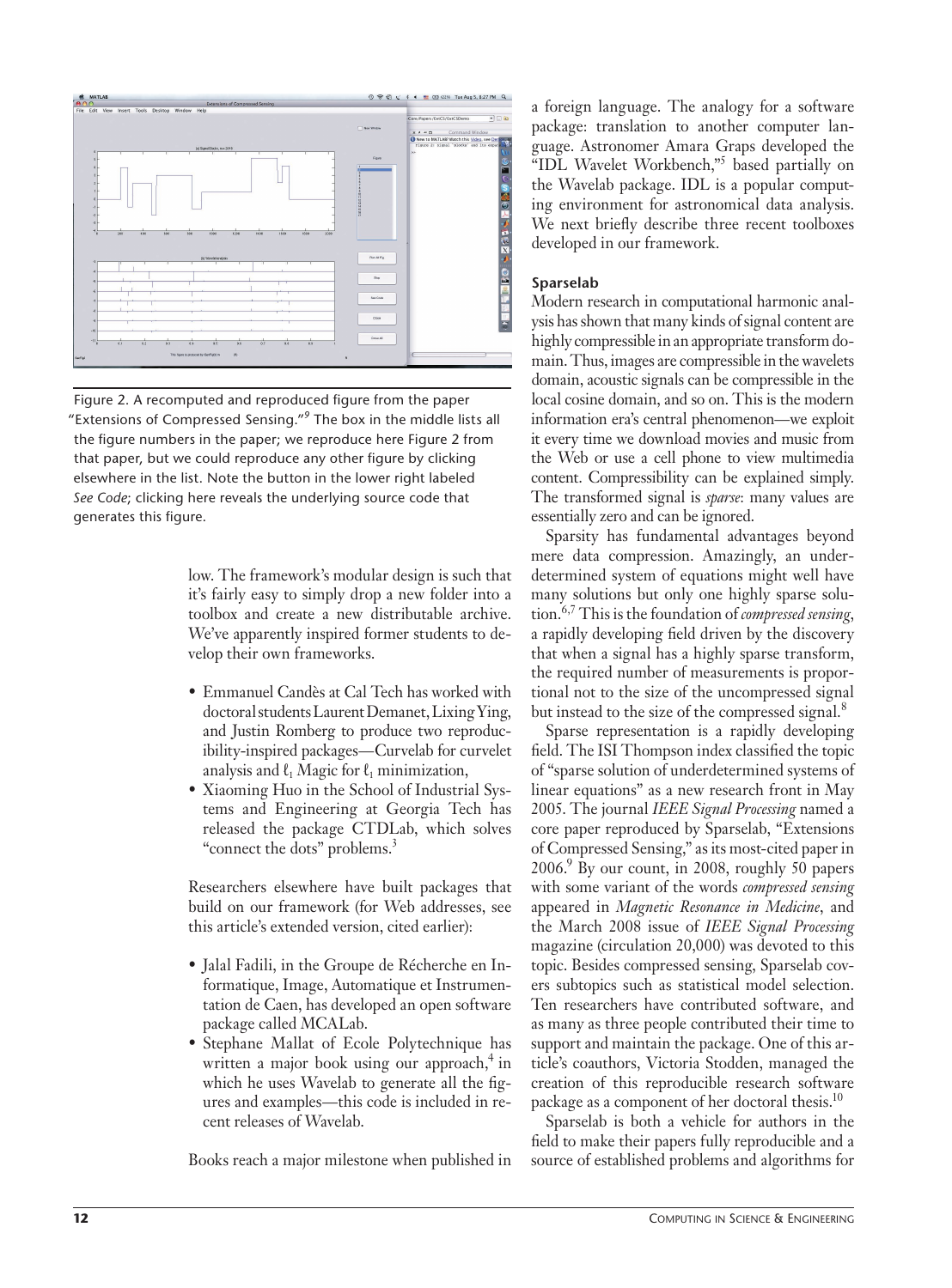Figure 2. A recomputed and reproduced figure from the paper "Extensions of Compressed Sensing."[9] The box in the middle lists all the figure numbers in the paper; we reproduce here Figure 2 from that paper, but we could reproduce any other figure by clicking elsewhere in the list. Note the button in the lower right labeled *See Code*; clicking here reveals the underlying source code that generates this figure.

low. The framework's modular design is such that it's fairly easy to simply drop a new folder into a toolbox and create a new distributable archive. We've apparently inspired former students to develop their own frameworks.

- Emmanuel Candès at Cal Tech has worked with doctoral students Laurent Demanet, Lixing Ying, and Justin Romberg to produce two reproducibility-inspired packages—Curvelab for curvelet analysis and $\ell_1$ Magic for $\ell_1$ minimization,
- Xiaoming Huo in the School of Industrial Systems and Engineering at Georgia Tech has released the package CTDLab, which solves "connect the dots" problems.[3]

Researchers elsewhere have built packages that build on our framework (for Web addresses, see this article's extended version, cited earlier):

- Jalal Fadili, in the Groupe de Récherche en Informatique, Image, Automatique et Instrumentation de Caen, has developed an open software package called MCALab.
- Stephane Mallat of Ecole Polytechnique has written a major book using our approach,[4] in which he uses Wavelab to generate all the figures and examples—this code is included in recent releases of Wavelab.

Books reach a major milestone when published in a foreign language. The analogy for a software package: translation to another computer language. Astronomer Amara Graps developed the "IDL Wavelet Workbench,"[5] based partially on the Wavelab package. IDL is a popular computing environment for astronomical data analysis. We next briefly describe three recent toolboxes developed in our framework.

### Sparselab

Modern research in computational harmonic analysis has shown that many kinds of signal content are highly compressible in an appropriate transform domain. Thus, images are compressible in the wavelets domain, acoustic signals can be compressible in the local cosine domain, and so on. This is the modern information era's central phenomenon—we exploit it every time we download movies and music from the Web or use a cell phone to view multimedia content. Compressibility can be explained simply. The transformed signal is *sparse*: many values are essentially zero and can be ignored.

Sparsity has fundamental advantages beyond mere data compression. Amazingly, an underdetermined system of equations might well have many solutions but only one highly sparse solution.[6,7] This is the foundation of *compressed sensing*, a rapidly developing field driven by the discovery that when a signal has a highly sparse transform, the required number of measurements is proportional not to the size of the uncompressed signal but instead to the size of the compressed signal.[8]

Sparse representation is a rapidly developing field. The ISI Thompson index classified the topic of "sparse solution of underdetermined systems of linear equations" as a new research front in May 2005. The journal *IEEE Signal Processing* named a core paper reproduced by Sparselab, "Extensions of Compressed Sensing," as its most-cited paper in 2006.[9] By our count, in 2008, roughly 50 papers with some variant of the words *compressed sensing* appeared in *Magnetic Resonance in Medicine*, and the March 2008 issue of *IEEE Signal Processing* magazine (circulation 20,000) was devoted to this topic. Besides compressed sensing, Sparselab covers subtopics such as statistical model selection. Ten researchers have contributed software, and as many as three people contributed their time to support and maintain the package. One of this article's coauthors, Victoria Stodden, managed the creation of this reproducible research software package as a component of her doctoral thesis.[10]

Sparselab is both a vehicle for authors in the field to make their papers fully reproducible and a source of established problems and algorithms for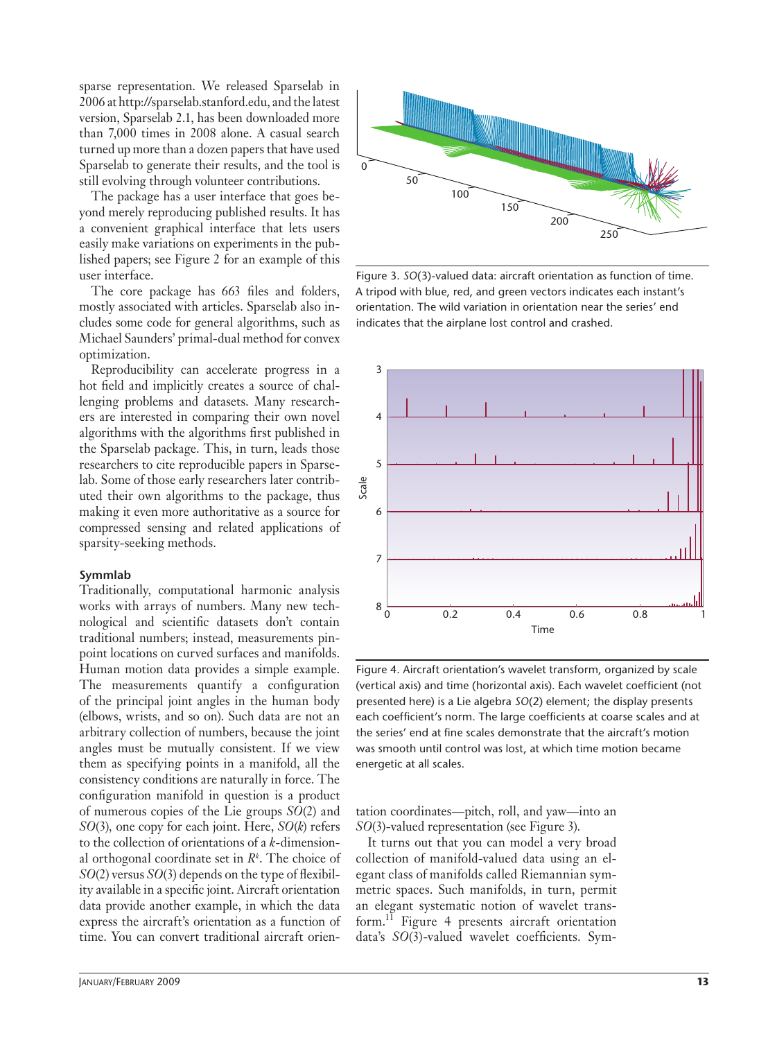sparse representation. We released Sparselab in 2006 at http://sparselab.stanford.edu, and the latest version, Sparselab 2.1, has been downloaded more than 7,000 times in 2008 alone. A casual search turned up more than a dozen papers that have used Sparselab to generate their results, and the tool is still evolving through volunteer contributions.

The package has a user interface that goes beyond merely reproducing published results. It has a convenient graphical interface that lets users easily make variations on experiments in the published papers; see Figure 2 for an example of this user interface.

The core package has 663 files and folders, mostly associated with articles. Sparselab also includes some code for general algorithms, such as Michael Saunders' primal-dual method for convex optimization.

Reproducibility can accelerate progress in a hot field and implicitly creates a source of challenging problems and datasets. Many researchers are interested in comparing their own novel algorithms with the algorithms first published in the Sparselab package. This, in turn, leads those researchers to cite reproducible papers in Sparselab. Some of those early researchers later contributed their own algorithms to the package, thus making it even more authoritative as a source for compressed sensing and related applications of sparsity-seeking methods.

**Symmlab**

Traditionally, computational harmonic analysis works with arrays of numbers. Many new technological and scientific datasets don't contain traditional numbers; instead, measurements pinpoint locations on curved surfaces and manifolds. Human motion data provides a simple example. The measurements quantify a configuration of the principal joint angles in the human body (elbows, wrists, and so on). Such data are not an arbitrary collection of numbers, because the joint angles must be mutually consistent. If we view them as specifying points in a manifold, all the consistency conditions are naturally in force. The configuration manifold in question is a product of numerous copies of the Lie groups *SO*(2) and *SO*(3), one copy for each joint. Here, *SO*($k$) refers to the collection of orientations of a $k$-dimensional orthogonal coordinate set in $R^k$. The choice of *SO*(2) versus *SO*(3) depends on the type of flexibility available in a specific joint. Aircraft orientation data provide another example, in which the data express the aircraft's orientation as a function of time. You can convert traditional aircraft orientation coordinates—pitch, roll, and yaw—into an *SO*(3)-valued representation (see Figure 3).

Figure 3. *SO*(3)-valued data: aircraft orientation as function of time. A tripod with blue, red, and green vectors indicates each instant's orientation. The wild variation in orientation near the series' end indicates that the airplane lost control and crashed.

Figure 4. Aircraft orientation's wavelet transform, organized by scale (vertical axis) and time (horizontal axis). Each wavelet coefficient (not presented here) is a Lie algebra *SO*(2) element; the display presents each coefficient's norm. The large coefficients at coarse scales and at the series' end at fine scales demonstrate that the aircraft's motion was smooth until control was lost, at which time motion became energetic at all scales.

It turns out that you can model a very broad collection of manifold-valued data using an elegant class of manifolds called Riemannian symmetric spaces. Such manifolds, in turn, permit an elegant systematic notion of wavelet transform.[11] Figure 4 presents aircraft orientation data's *SO*(3)-valued wavelet coefficients. Sym-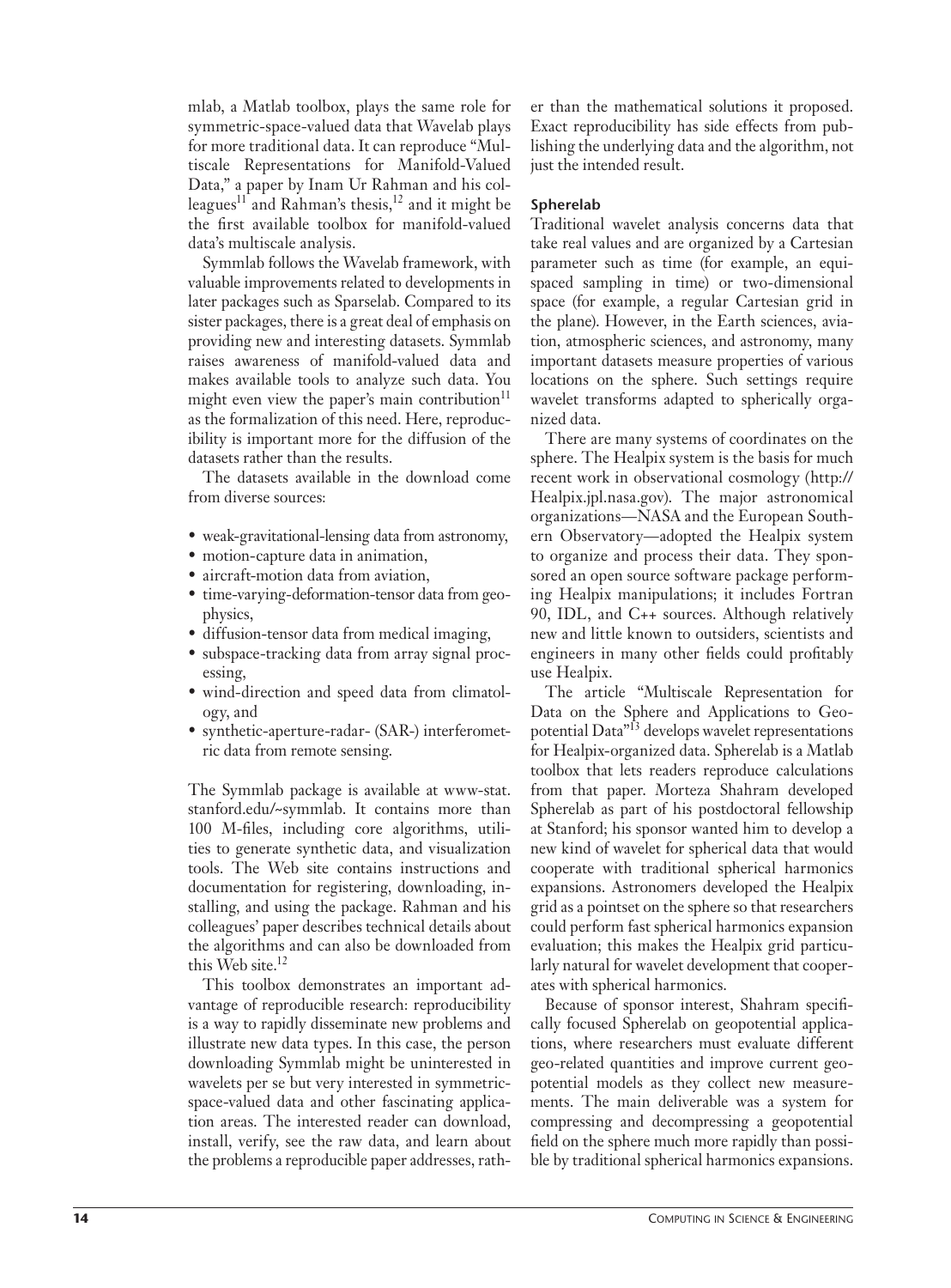mlab, a Matlab toolbox, plays the same role for symmetric-space-valued data that Wavelab plays for more traditional data. It can reproduce "Multiscale Representations for Manifold-Valued Data," a paper by Inam Ur Rahman and his colleagues[11] and Rahman's thesis,[12] and it might be the first available toolbox for manifold-valued data's multiscale analysis.

Symmlab follows the Wavelab framework, with valuable improvements related to developments in later packages such as Sparselab. Compared to its sister packages, there is a great deal of emphasis on providing new and interesting datasets. Symmlab raises awareness of manifold-valued data and makes available tools to analyze such data. You might even view the paper's main contribution[11] as the formalization of this need. Here, reproducibility is important more for the diffusion of the datasets rather than the results.

The datasets available in the download come from diverse sources:

- weak-gravitational-lensing data from astronomy,
- motion-capture data in animation,
- aircraft-motion data from aviation,
- time-varying-deformation-tensor data from geophysics,
- diffusion-tensor data from medical imaging,
- subspace-tracking data from array signal processing,
- wind-direction and speed data from climatology, and
- synthetic-aperture-radar- (SAR-) interferometric data from remote sensing.

The Symmlab package is available at www-stat.stanford.edu/~symmlab. It contains more than 100 M-files, including core algorithms, utilities to generate synthetic data, and visualization tools. The Web site contains instructions and documentation for registering, downloading, installing, and using the package. Rahman and his colleagues' paper describes technical details about the algorithms and can also be downloaded from this Web site.[12]

This toolbox demonstrates an important advantage of reproducible research: reproducibility is a way to rapidly disseminate new problems and illustrate new data types. In this case, the person downloading Symmlab might be uninterested in wavelets per se but very interested in symmetric-space-valued data and other fascinating application areas. The interested reader can download, install, verify, see the raw data, and learn about the problems a reproducible paper addresses, rather than the mathematical solutions it proposed. Exact reproducibility has side effects from publishing the underlying data and the algorithm, not just the intended result.

### Spherelab

Traditional wavelet analysis concerns data that take real values and are organized by a Cartesian parameter such as time (for example, an equispaced sampling in time) or two-dimensional space (for example, a regular Cartesian grid in the plane). However, in the Earth sciences, aviation, atmospheric sciences, and astronomy, many important datasets measure properties of various locations on the sphere. Such settings require wavelet transforms adapted to spherically organized data.

There are many systems of coordinates on the sphere. The Healpix system is the basis for much recent work in observational cosmology (http://Healpix.jpl.nasa.gov). The major astronomical organizations—NASA and the European Southern Observatory—adopted the Healpix system to organize and process their data. They sponsored an open source software package performing Healpix manipulations; it includes Fortran 90, IDL, and C++ sources. Although relatively new and little known to outsiders, scientists and engineers in many other fields could profitably use Healpix.

The article "Multiscale Representation for Data on the Sphere and Applications to Geopotential Data"[13] develops wavelet representations for Healpix-organized data. Spherelab is a Matlab toolbox that lets readers reproduce calculations from that paper. Morteza Shahram developed Spherelab as part of his postdoctoral fellowship at Stanford; his sponsor wanted him to develop a new kind of wavelet for spherical data that would cooperate with traditional spherical harmonics expansions. Astronomers developed the Healpix grid as a pointset on the sphere so that researchers could perform fast spherical harmonics expansion evaluation; this makes the Healpix grid particularly natural for wavelet development that cooperates with spherical harmonics.

Because of sponsor interest, Shahram specifically focused Spherelab on geopotential applications, where researchers must evaluate different geo-related quantities and improve current geopotential models as they collect new measurements. The main deliverable was a system for compressing and decompressing a geopotential field on the sphere much more rapidly than possible by traditional spherical harmonics expansions.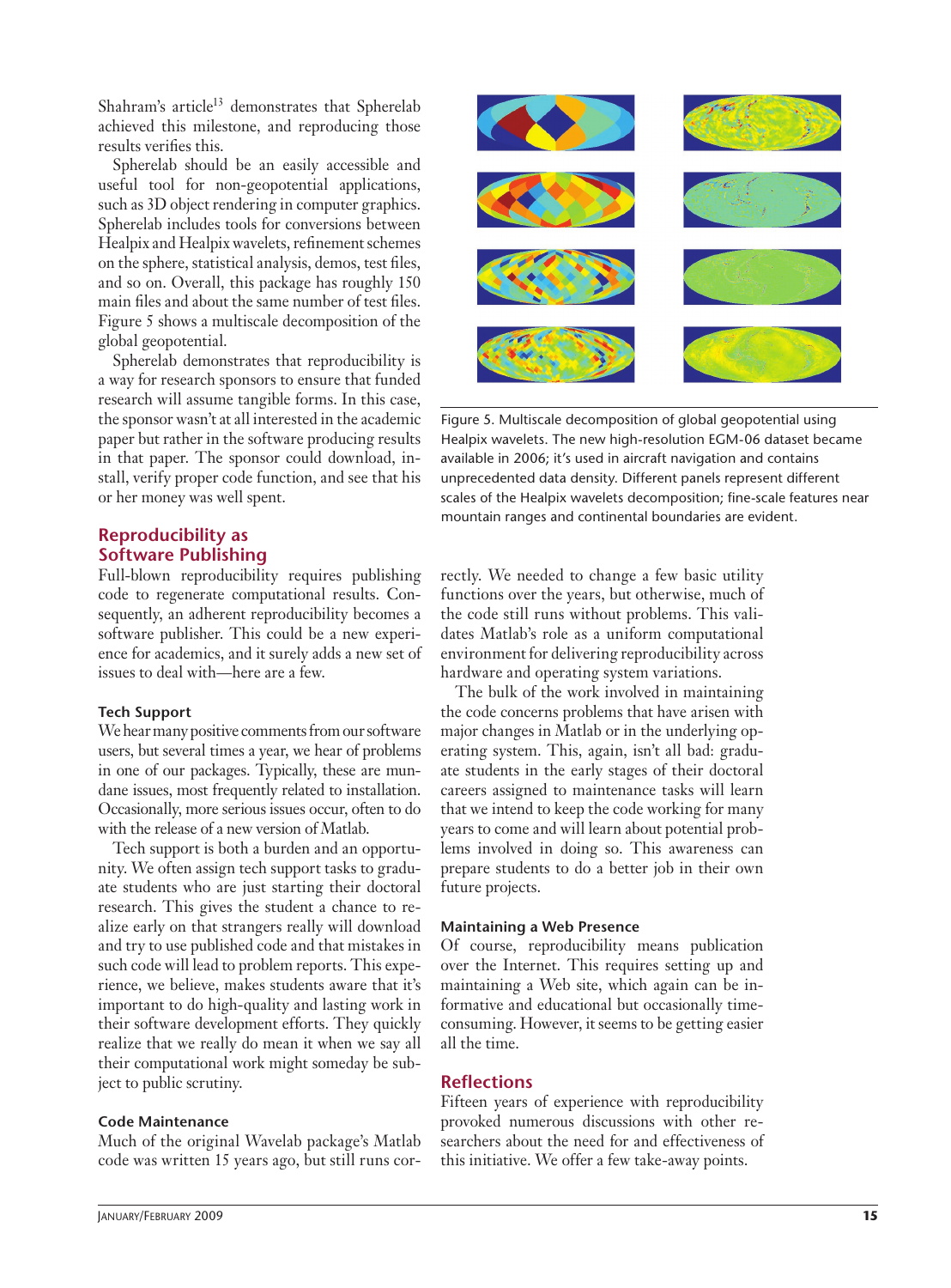Shahram's article[13] demonstrates that Spherelab achieved this milestone, and reproducing those results verifies this.

Spherelab should be an easily accessible and useful tool for non-geopotential applications, such as 3D object rendering in computer graphics. Spherelab includes tools for conversions between Healpix and Healpix wavelets, refinement schemes on the sphere, statistical analysis, demos, test files, and so on. Overall, this package has roughly 150 main files and about the same number of test files. Figure 5 shows a multiscale decomposition of the global geopotential.

Spherelab demonstrates that reproducibility is a way for research sponsors to ensure that funded research will assume tangible forms. In this case, the sponsor wasn't at all interested in the academic paper but rather in the software producing results in that paper. The sponsor could download, install, verify proper code function, and see that his or her money was well spent.

Figure 5. Multiscale decomposition of global geopotential using Healpix wavelets. The new high-resolution EGM-06 dataset became available in 2006; it's used in aircraft navigation and contains unprecedented data density. Different panels represent different scales of the Healpix wavelets decomposition; fine-scale features near mountain ranges and continental boundaries are evident.

## Reproducibility as Software Publishing

Full-blown reproducibility requires publishing code to regenerate computational results. Consequently, an adherent reproducibility becomes a software publisher. This could be a new experience for academics, and it surely adds a new set of issues to deal with—here are a few.

### Tech Support

We hear many positive comments from our software users, but several times a year, we hear of problems in one of our packages. Typically, these are mundane issues, most frequently related to installation. Occasionally, more serious issues occur, often to do with the release of a new version of Matlab.

Tech support is both a burden and an opportunity. We often assign tech support tasks to graduate students who are just starting their doctoral research. This gives the student a chance to realize early on that strangers really will download and try to use published code and that mistakes in such code will lead to problem reports. This experience, we believe, makes students aware that it's important to do high-quality and lasting work in their software development efforts. They quickly realize that we really do mean it when we say all their computational work might someday be subject to public scrutiny.

### Code Maintenance

Much of the original Wavelab package's Matlab code was written 15 years ago, but still runs correctly. We needed to change a few basic utility functions over the years, but otherwise, much of the code still runs without problems. This validates Matlab's role as a uniform computational environment for delivering reproducibility across hardware and operating system variations.

The bulk of the work involved in maintaining the code concerns problems that have arisen with major changes in Matlab or in the underlying operating system. This, again, isn't all bad: graduate students in the early stages of their doctoral careers assigned to maintenance tasks will learn that we intend to keep the code working for many years to come and will learn about potential problems involved in doing so. This awareness can prepare students to do a better job in their own future projects.

### Maintaining a Web Presence

Of course, reproducibility means publication over the Internet. This requires setting up and maintaining a Web site, which again can be informative and educational but occasionally time-consuming. However, it seems to be getting easier all the time.

## Reflections

Fifteen years of experience with reproducibility provoked numerous discussions with other researchers about the need for and effectiveness of this initiative. We offer a few take-away points.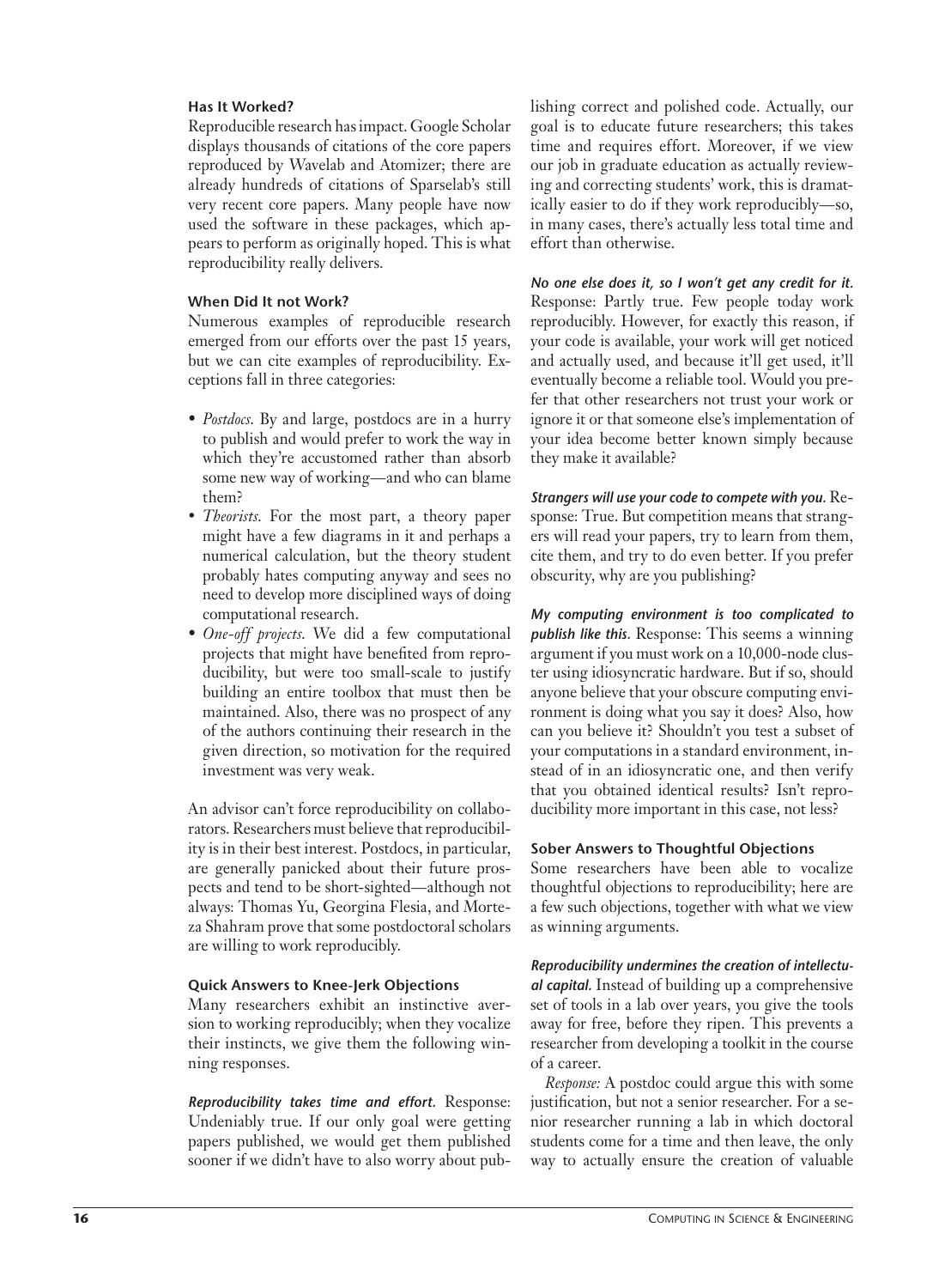### Has It Worked?

Reproducible research has impact. Google Scholar displays thousands of citations of the core papers reproduced by Wavelab and Atomizer; there are already hundreds of citations of Sparselab's still very recent core papers. Many people have now used the software in these packages, which appears to perform as originally hoped. This is what reproducibility really delivers.

### When Did It not Work?

Numerous examples of reproducible research emerged from our efforts over the past 15 years, but we can cite examples of reproducibility. Exceptions fall in three categories:

- *Postdocs.* By and large, postdocs are in a hurry to publish and would prefer to work the way in which they're accustomed rather than absorb some new way of working—and who can blame them?
- *Theorists.* For the most part, a theory paper might have a few diagrams in it and perhaps a numerical calculation, but the theory student probably hates computing anyway and sees no need to develop more disciplined ways of doing computational research.
- *One-off projects.* We did a few computational projects that might have benefited from reproducibility, but were too small-scale to justify building an entire toolbox that must then be maintained. Also, there was no prospect of any of the authors continuing their research in the given direction, so motivation for the required investment was very weak.

An advisor can't force reproducibility on collaborators. Researchers must believe that reproducibility is in their best interest. Postdocs, in particular, are generally panicked about their future prospects and tend to be short-sighted—although not always: Thomas Yu, Georgina Flesia, and Morteza Shahram prove that some postdoctoral scholars are willing to work reproducibly.

### Quick Answers to Knee-Jerk Objections

Many researchers exhibit an instinctive aversion to working reproducibly; when they vocalize their instincts, we give them the following winning responses.

***Reproducibility takes time and effort.*** Response: Undeniably true. If our only goal were getting papers published, we would get them published sooner if we didn't have to also worry about publishing correct and polished code. Actually, our goal is to educate future researchers; this takes time and requires effort. Moreover, if we view our job in graduate education as actually reviewing and correcting students' work, this is dramatically easier to do if they work reproducibly—so, in many cases, there's actually less total time and effort than otherwise.

***No one else does it, so I won't get any credit for it.*** Response: Partly true. Few people today work reproducibly. However, for exactly this reason, if your code is available, your work will get noticed and actually used, and because it'll get used, it'll eventually become a reliable tool. Would you prefer that other researchers not trust your work or ignore it or that someone else's implementation of your idea become better known simply because they make it available?

***Strangers will use your code to compete with you.*** Response: True. But competition means that strangers will read your papers, try to learn from them, cite them, and try to do even better. If you prefer obscurity, why are you publishing?

***My computing environment is too complicated to publish like this.*** Response: This seems a winning argument if you must work on a 10,000-node cluster using idiosyncratic hardware. But if so, should anyone believe that your obscure computing environment is doing what you say it does? Also, how can you believe it? Shouldn't you test a subset of your computations in a standard environment, instead of in an idiosyncratic one, and then verify that you obtained identical results? Isn't reproducibility more important in this case, not less?

### Sober Answers to Thoughtful Objections

Some researchers have been able to vocalize thoughtful objections to reproducibility; here are a few such objections, together with what we view as winning arguments.

***Reproducibility undermines the creation of intellectual capital.*** Instead of building up a comprehensive set of tools in a lab over years, you give the tools away for free, before they ripen. This prevents a researcher from developing a toolkit in the course of a career.

*Response:* A postdoc could argue this with some justification, but not a senior researcher. For a senior researcher running a lab in which doctoral students come for a time and then leave, the only way to actually ensure the creation of valuable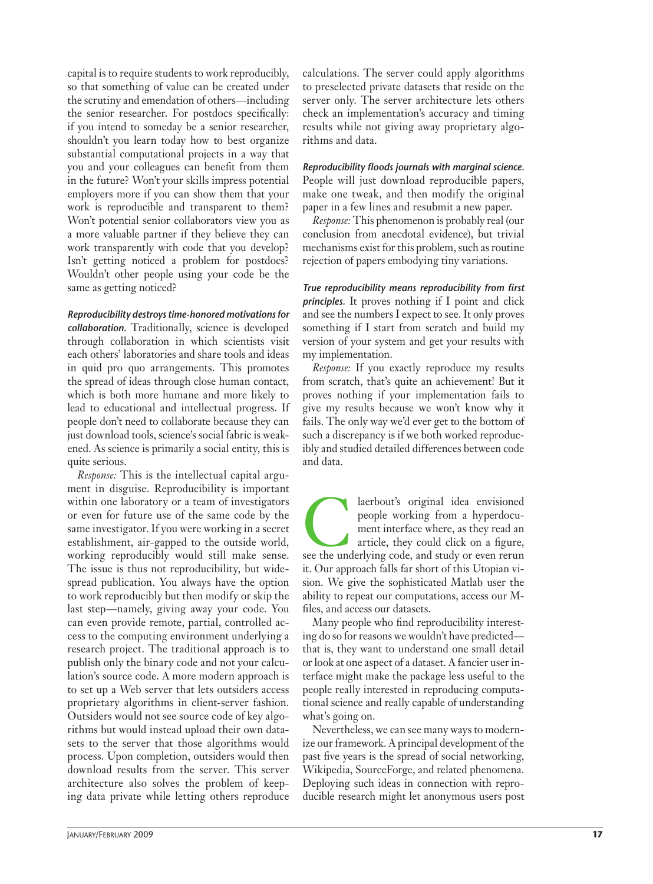capital is to require students to work reproducibly, so that something of value can be created under the scrutiny and emendation of others—including the senior researcher. For postdocs specifically: if you intend to someday be a senior researcher, shouldn't you learn today how to best organize substantial computational projects in a way that you and your colleagues can benefit from them in the future? Won't your skills impress potential employers more if you can show them that your work is reproducible and transparent to them? Won't potential senior collaborators view you as a more valuable partner if they believe they can work transparently with code that you develop? Isn't getting noticed a problem for postdocs? Wouldn't other people using your code be the same as getting noticed?

***Reproducibility destroys time-honored motivations for collaboration.*** Traditionally, science is developed through collaboration in which scientists visit each others' laboratories and share tools and ideas in quid pro quo arrangements. This promotes the spread of ideas through close human contact, which is both more humane and more likely to lead to educational and intellectual progress. If people don't need to collaborate because they can just download tools, science's social fabric is weakened. As science is primarily a social entity, this is quite serious.

*Response:* This is the intellectual capital argument in disguise. Reproducibility is important within one laboratory or a team of investigators or even for future use of the same code by the same investigator. If you were working in a secret establishment, air-gapped to the outside world, working reproducibly would still make sense. The issue is thus not reproducibility, but widespread publication. You always have the option to work reproducibly but then modify or skip the last step—namely, giving away your code. You can even provide remote, partial, controlled access to the computing environment underlying a research project. The traditional approach is to publish only the binary code and not your calculation's source code. A more modern approach is to set up a Web server that lets outsiders access proprietary algorithms in client-server fashion. Outsiders would not see source code of key algorithms but would instead upload their own datasets to the server that those algorithms would process. Upon completion, outsiders would then download results from the server. This server architecture also solves the problem of keeping data private while letting others reproduce calculations. The server could apply algorithms to preselected private datasets that reside on the server only. The server architecture lets others check an implementation's accuracy and timing results while not giving away proprietary algorithms and data.

***Reproducibility floods journals with marginal science.*** People will just download reproducible papers, make one tweak, and then modify the original paper in a few lines and resubmit a new paper.

*Response:* This phenomenon is probably real (our conclusion from anecdotal evidence), but trivial mechanisms exist for this problem, such as routine rejection of papers embodying tiny variations.

***True reproducibility means reproducibility from first principles.*** It proves nothing if I point and click and see the numbers I expect to see. It only proves something if I start from scratch and build my version of your system and get your results with my implementation.

*Response:* If you exactly reproduce my results from scratch, that's quite an achievement! But it proves nothing if your implementation fails to give my results because we won't know why it fails. The only way we'd ever get to the bottom of such a discrepancy is if we both worked reproducibly and studied detailed differences between code and data.

Claerbout's original idea envisioned people working from a hyperdocument interface where, as they read an article, they could click on a figure, see the underlying code, and study or even rerun it. Our approach falls far short of this Utopian vision. We give the sophisticated Matlab user the ability to repeat our computations, access our M-files, and access our datasets.

Many people who find reproducibility interesting do so for reasons we wouldn't have predicted—that is, they want to understand one small detail or look at one aspect of a dataset. A fancier user interface might make the package less useful to the people really interested in reproducing computational science and really capable of understanding what's going on.

Nevertheless, we can see many ways to modernize our framework. A principal development of the past five years is the spread of social networking, Wikipedia, SourceForge, and related phenomena. Deploying such ideas in connection with reproducible research might let anonymous users post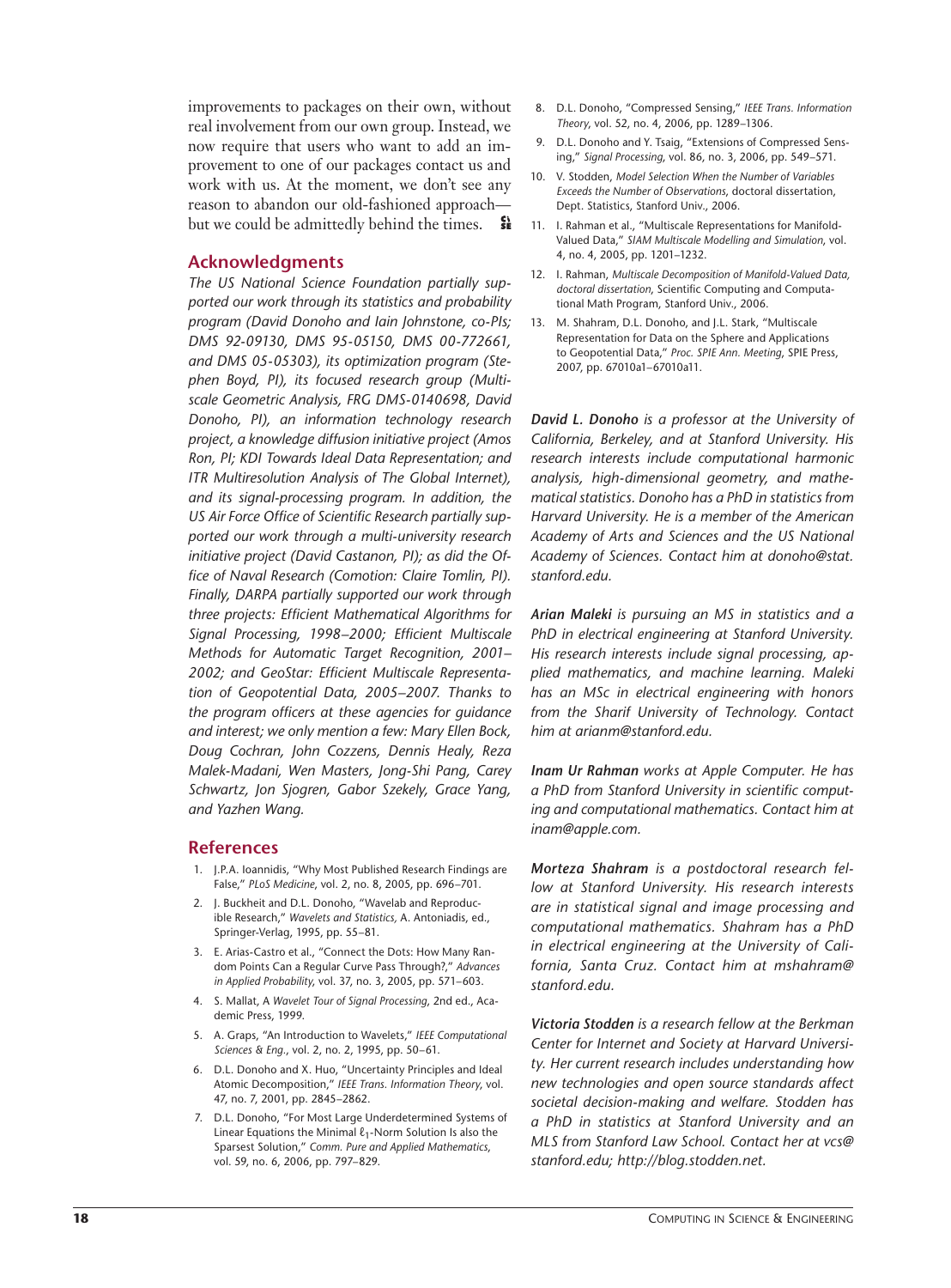improvements to packages on their own, without real involvement from our own group. Instead, we now require that users who want to add an improvement to one of our packages contact us and work with us. At the moment, we don't see any reason to abandon our old-fashioned approach—but we could be admittedly behind the times.

## Acknowledgments

*The US National Science Foundation partially supported our work through its statistics and probability program (David Donoho and Iain Johnstone, co-PIs; DMS 92-09130, DMS 95-05150, DMS 00-772661, and DMS 05-05303), its optimization program (Stephen Boyd, PI), its focused research group (Multiscale Geometric Analysis, FRG DMS-0140698, David Donoho, PI), an information technology research project, a knowledge diffusion initiative project (Amos Ron, PI; KDI Towards Ideal Data Representation; and ITR Multiresolution Analysis of The Global Internet), and its signal-processing program. In addition, the US Air Force Office of Scientific Research partially supported our work through a multi-university research initiative project (David Castanon, PI); as did the Office of Naval Research (Comotion: Claire Tomlin, PI). Finally, DARPA partially supported our work through three projects: Efficient Mathematical Algorithms for Signal Processing, 1998–2000; Efficient Multiscale Methods for Automatic Target Recognition, 2001–2002; and GeoStar: Efficient Multiscale Representation of Geopotential Data, 2005–2007. Thanks to the program officers at these agencies for guidance and interest; we only mention a few: Mary Ellen Bock, Doug Cochran, John Cozzens, Dennis Healy, Reza Malek-Madani, Wen Masters, Jong-Shi Pang, Carey Schwartz, Jon Sjogren, Gabor Szekely, Grace Yang, and Yazhen Wang.*

## References

1. J.P.A. Ioannidis, "Why Most Published Research Findings are False," *PLoS Medicine*, vol. 2, no. 8, 2005, pp. 696–701.
2. J. Buckheit and D.L. Donoho, "Wavelab and Reproducible Research," *Wavelets and Statistics,* A. Antoniadis, ed., Springer-Verlag, 1995, pp. 55–81.
3. E. Arias-Castro et al., "Connect the Dots: How Many Random Points Can a Regular Curve Pass Through?," *Advances in Applied Probability*, vol. 37, no. 3, 2005, pp. 571–603.
4. S. Mallat, A *Wavelet Tour of Signal Processing*, 2nd ed., Academic Press, 1999.
5. A. Graps, "An Introduction to Wavelets," *IEEE Computational Sciences & Eng.*, vol. 2, no. 2, 1995, pp. 50–61.
6. D.L. Donoho and X. Huo, "Uncertainty Principles and Ideal Atomic Decomposition," *IEEE Trans. Information Theory*, vol. 47, no. 7, 2001, pp. 2845–2862.
7. D.L. Donoho, "For Most Large Underdetermined Systems of Linear Equations the Minimal $\ell_1$-Norm Solution Is also the Sparsest Solution," *Comm. Pure and Applied Mathematics*, vol. 59, no. 6, 2006, pp. 797–829.
8. D.L. Donoho, "Compressed Sensing," *IEEE Trans. Information Theory*, vol. 52, no. 4, 2006, pp. 1289–1306.
9. D.L. Donoho and Y. Tsaig, "Extensions of Compressed Sensing," *Signal Processing*, vol. 86, no. 3, 2006, pp. 549–571.
10. V. Stodden, *Model Selection When the Number of Variables Exceeds the Number of Observations*, doctoral dissertation, Dept. Statistics, Stanford Univ., 2006.
11. I. Rahman et al., "Multiscale Representations for Manifold-Valued Data," *SIAM Multiscale Modelling and Simulation*, vol. 4, no. 4, 2005, pp. 1201–1232.
12. I. Rahman, *Multiscale Decomposition of Manifold-Valued Data, doctoral dissertation*, Scientific Computing and Computational Math Program, Stanford Univ., 2006.
13. M. Shahram, D.L. Donoho, and J.L. Stark, "Multiscale Representation for Data on the Sphere and Applications to Geopotential Data," *Proc. SPIE Ann. Meeting*, SPIE Press, 2007, pp. 67010a1–67010a11.

***David L. Donoho*** *is a professor at the University of California, Berkeley, and at Stanford University. His research interests include computational harmonic analysis, high-dimensional geometry, and mathematical statistics. Donoho has a PhD in statistics from Harvard University. He is a member of the American Academy of Arts and Sciences and the US National Academy of Sciences. Contact him at donoho@stat.stanford.edu.*

***Arian Maleki*** *is pursuing an MS in statistics and a PhD in electrical engineering at Stanford University. His research interests include signal processing, applied mathematics, and machine learning. Maleki has an MSc in electrical engineering with honors from the Sharif University of Technology. Contact him at arianm@stanford.edu.*

***Inam Ur Rahman*** *works at Apple Computer. He has a PhD from Stanford University in scientific computing and computational mathematics. Contact him at inam@apple.com.*

***Morteza Shahram*** *is a postdoctoral research fellow at Stanford University. His research interests are in statistical signal and image processing and computational mathematics. Shahram has a PhD in electrical engineering at the University of California, Santa Cruz. Contact him at mshahram@stanford.edu.*

***Victoria Stodden*** *is a research fellow at the Berkman Center for Internet and Society at Harvard University. Her current research includes understanding how new technologies and open source standards affect societal decision-making and welfare. Stodden has a PhD in statistics at Stanford University and an MLS from Stanford Law School. Contact her at vcs@stanford.edu; http://blog.stodden.net.*